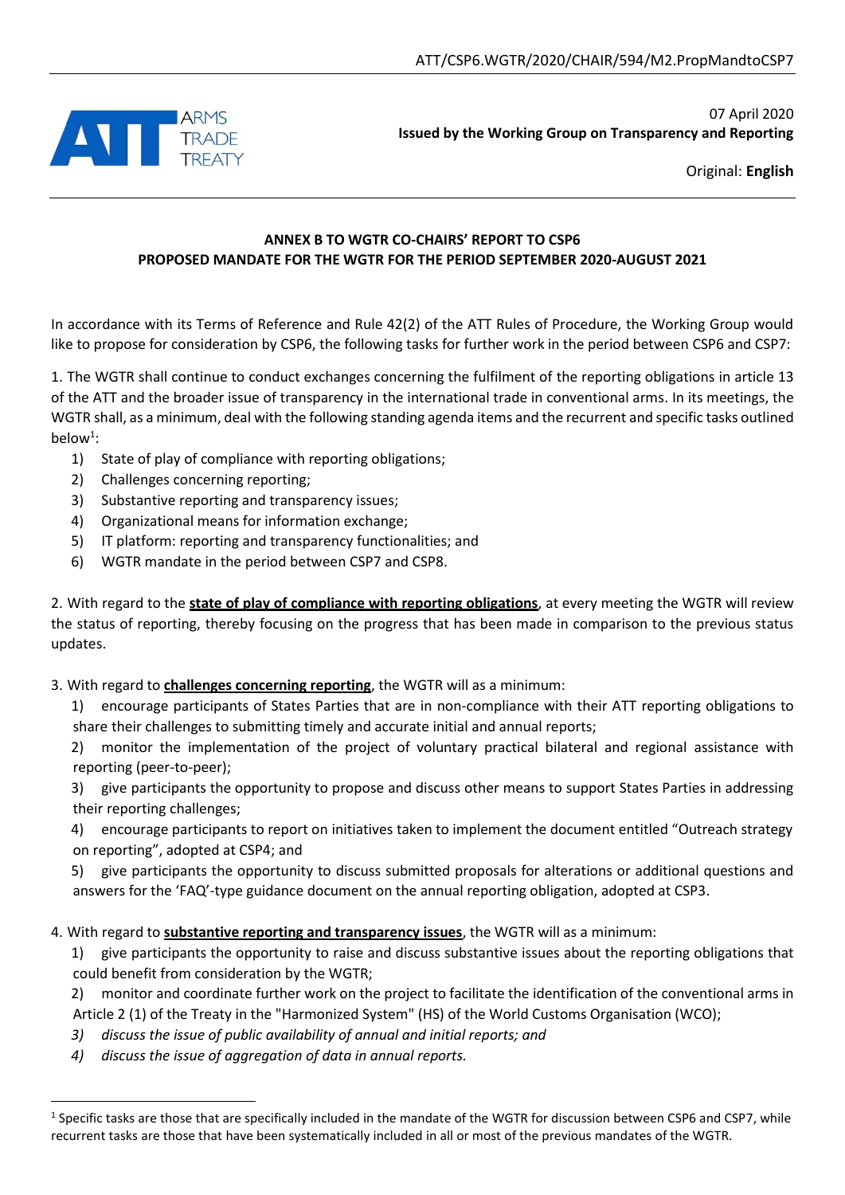ATT/CSP6.WGTR/2020/CHAIR/594/M2.PropMandtoCSP7

ARMS TRADE TREATY

07 April 2020
**Issued by the Working Group on Transparency and Reporting**

Original: **English**

**ANNEX B TO WGTR CO-CHAIRS' REPORT TO CSP6**
**PROPOSED MANDATE FOR THE WGTR FOR THE PERIOD SEPTEMBER 2020-AUGUST 2021**

In accordance with its Terms of Reference and Rule 42(2) of the ATT Rules of Procedure, the Working Group would like to propose for consideration by CSP6, the following tasks for further work in the period between CSP6 and CSP7:

1. The WGTR shall continue to conduct exchanges concerning the fulfilment of the reporting obligations in article 13 of the ATT and the broader issue of transparency in the international trade in conventional arms. In its meetings, the WGTR shall, as a minimum, deal with the following standing agenda items and the recurrent and specific tasks outlined below[1]:
   1) State of play of compliance with reporting obligations;
   2) Challenges concerning reporting;
   3) Substantive reporting and transparency issues;
   4) Organizational means for information exchange;
   5) IT platform: reporting and transparency functionalities; and
   6) WGTR mandate in the period between CSP7 and CSP8.

2. With regard to the **state of play of compliance with reporting obligations**, at every meeting the WGTR will review the status of reporting, thereby focusing on the progress that has been made in comparison to the previous status updates.

3. With regard to **challenges concerning reporting**, the WGTR will as a minimum:
   1) encourage participants of States Parties that are in non-compliance with their ATT reporting obligations to share their challenges to submitting timely and accurate initial and annual reports;
   2) monitor the implementation of the project of voluntary practical bilateral and regional assistance with reporting (peer-to-peer);
   3) give participants the opportunity to propose and discuss other means to support States Parties in addressing their reporting challenges;
   4) encourage participants to report on initiatives taken to implement the document entitled "Outreach strategy on reporting", adopted at CSP4; and
   5) give participants the opportunity to discuss submitted proposals for alterations or additional questions and answers for the 'FAQ'-type guidance document on the annual reporting obligation, adopted at CSP3.

4. With regard to **substantive reporting and transparency issues**, the WGTR will as a minimum:
   1) give participants the opportunity to raise and discuss substantive issues about the reporting obligations that could benefit from consideration by the WGTR;
   2) monitor and coordinate further work on the project to facilitate the identification of the conventional arms in Article 2 (1) of the Treaty in the "Harmonized System" (HS) of the World Customs Organisation (WCO);
   3) *discuss the issue of public availability of annual and initial reports; and*
   4) *discuss the issue of aggregation of data in annual reports.*

[1] Specific tasks are those that are specifically included in the mandate of the WGTR for discussion between CSP6 and CSP7, while recurrent tasks are those that have been systematically included in all or most of the previous mandates of the WGTR.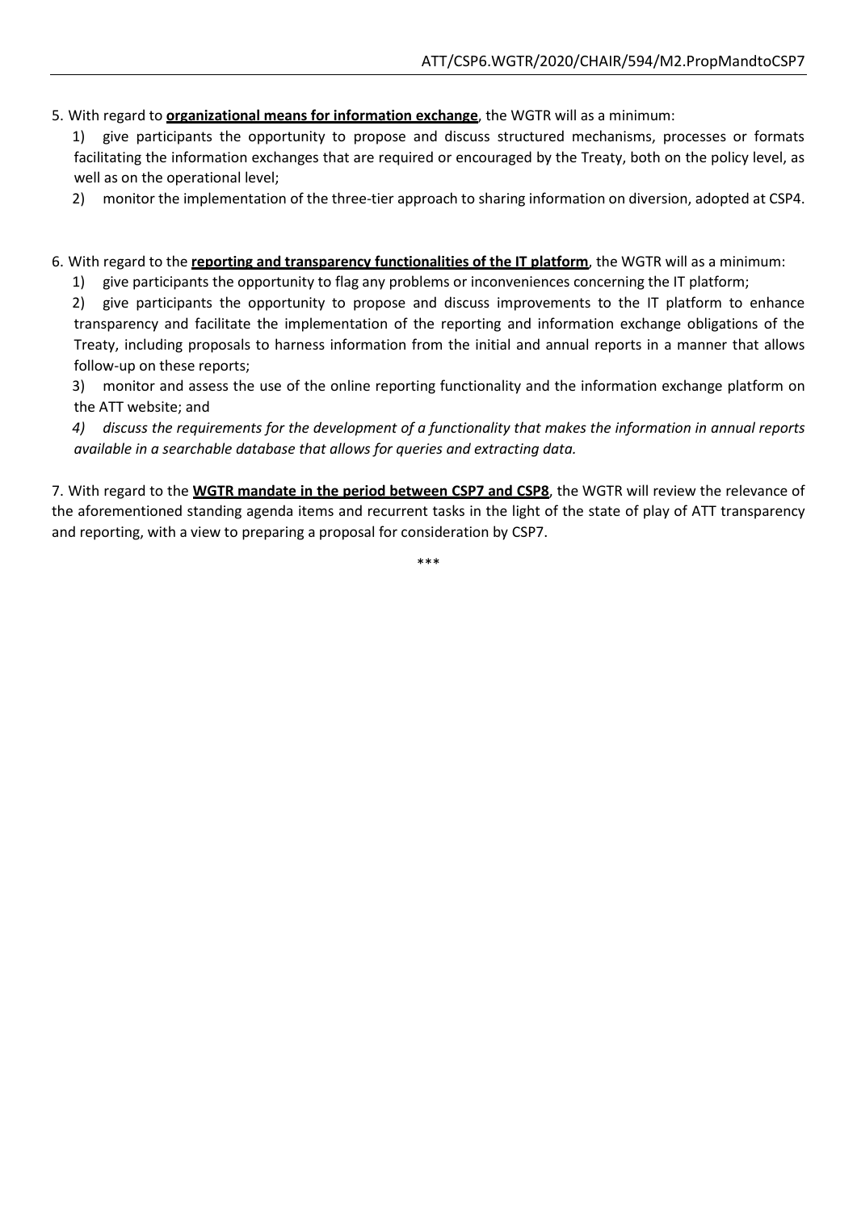5. With regard to **organizational means for information exchange**, the WGTR will as a minimum:

   1) give participants the opportunity to propose and discuss structured mechanisms, processes or formats facilitating the information exchanges that are required or encouraged by the Treaty, both on the policy level, as well as on the operational level;

   2) monitor the implementation of the three-tier approach to sharing information on diversion, adopted at CSP4.

6. With regard to the **reporting and transparency functionalities of the IT platform**, the WGTR will as a minimum:

   1) give participants the opportunity to flag any problems or inconveniences concerning the IT platform;

   2) give participants the opportunity to propose and discuss improvements to the IT platform to enhance transparency and facilitate the implementation of the reporting and information exchange obligations of the Treaty, including proposals to harness information from the initial and annual reports in a manner that allows follow-up on these reports;

   3) monitor and assess the use of the online reporting functionality and the information exchange platform on the ATT website; and

   *4) discuss the requirements for the development of a functionality that makes the information in annual reports available in a searchable database that allows for queries and extracting data.*

7. With regard to the **WGTR mandate in the period between CSP7 and CSP8**, the WGTR will review the relevance of the aforementioned standing agenda items and recurrent tasks in the light of the state of play of ATT transparency and reporting, with a view to preparing a proposal for consideration by CSP7.

***